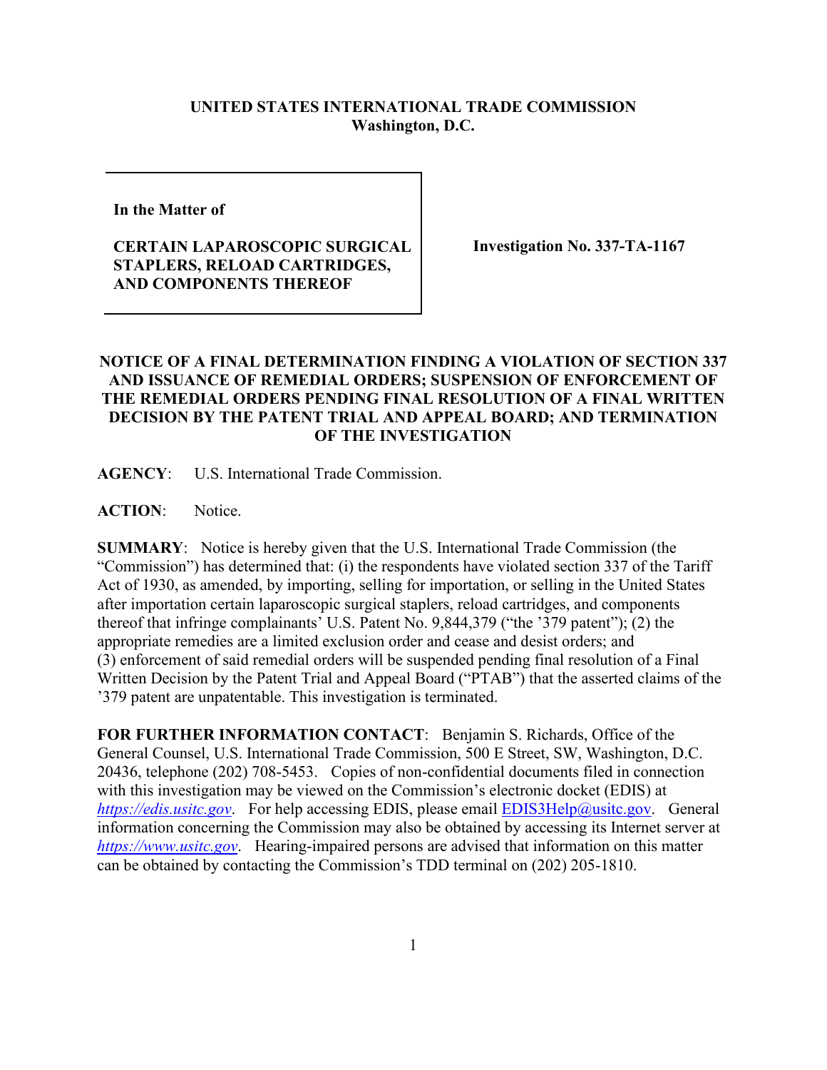**UNITED STATES INTERNATIONAL TRADE COMMISSION**
**Washington, D.C.**

| In the Matter of<br><br>**CERTAIN LAPAROSCOPIC SURGICAL STAPLERS, RELOAD CARTRIDGES, AND COMPONENTS THEREOF** | **Investigation No. 337-TA-1167** |
|---|---|

**NOTICE OF A FINAL DETERMINATION FINDING A VIOLATION OF SECTION 337 AND ISSUANCE OF REMEDIAL ORDERS; SUSPENSION OF ENFORCEMENT OF THE REMEDIAL ORDERS PENDING FINAL RESOLUTION OF A FINAL WRITTEN DECISION BY THE PATENT TRIAL AND APPEAL BOARD; AND TERMINATION OF THE INVESTIGATION**

**AGENCY**: U.S. International Trade Commission.

**ACTION**: Notice.

**SUMMARY**: Notice is hereby given that the U.S. International Trade Commission (the "Commission") has determined that: (i) the respondents have violated section 337 of the Tariff Act of 1930, as amended, by importing, selling for importation, or selling in the United States after importation certain laparoscopic surgical staplers, reload cartridges, and components thereof that infringe complainants' U.S. Patent No. 9,844,379 ("the '379 patent"); (2) the appropriate remedies are a limited exclusion order and cease and desist orders; and (3) enforcement of said remedial orders will be suspended pending final resolution of a Final Written Decision by the Patent Trial and Appeal Board ("PTAB") that the asserted claims of the '379 patent are unpatentable. This investigation is terminated.

**FOR FURTHER INFORMATION CONTACT**: Benjamin S. Richards, Office of the General Counsel, U.S. International Trade Commission, 500 E Street, SW, Washington, D.C. 20436, telephone (202) 708-5453. Copies of non-confidential documents filed in connection with this investigation may be viewed on the Commission's electronic docket (EDIS) at *https://edis.usitc.gov*. For help accessing EDIS, please email EDIS3Help@usitc.gov. General information concerning the Commission may also be obtained by accessing its Internet server at *https://www.usitc.gov*. Hearing-impaired persons are advised that information on this matter can be obtained by contacting the Commission's TDD terminal on (202) 205-1810.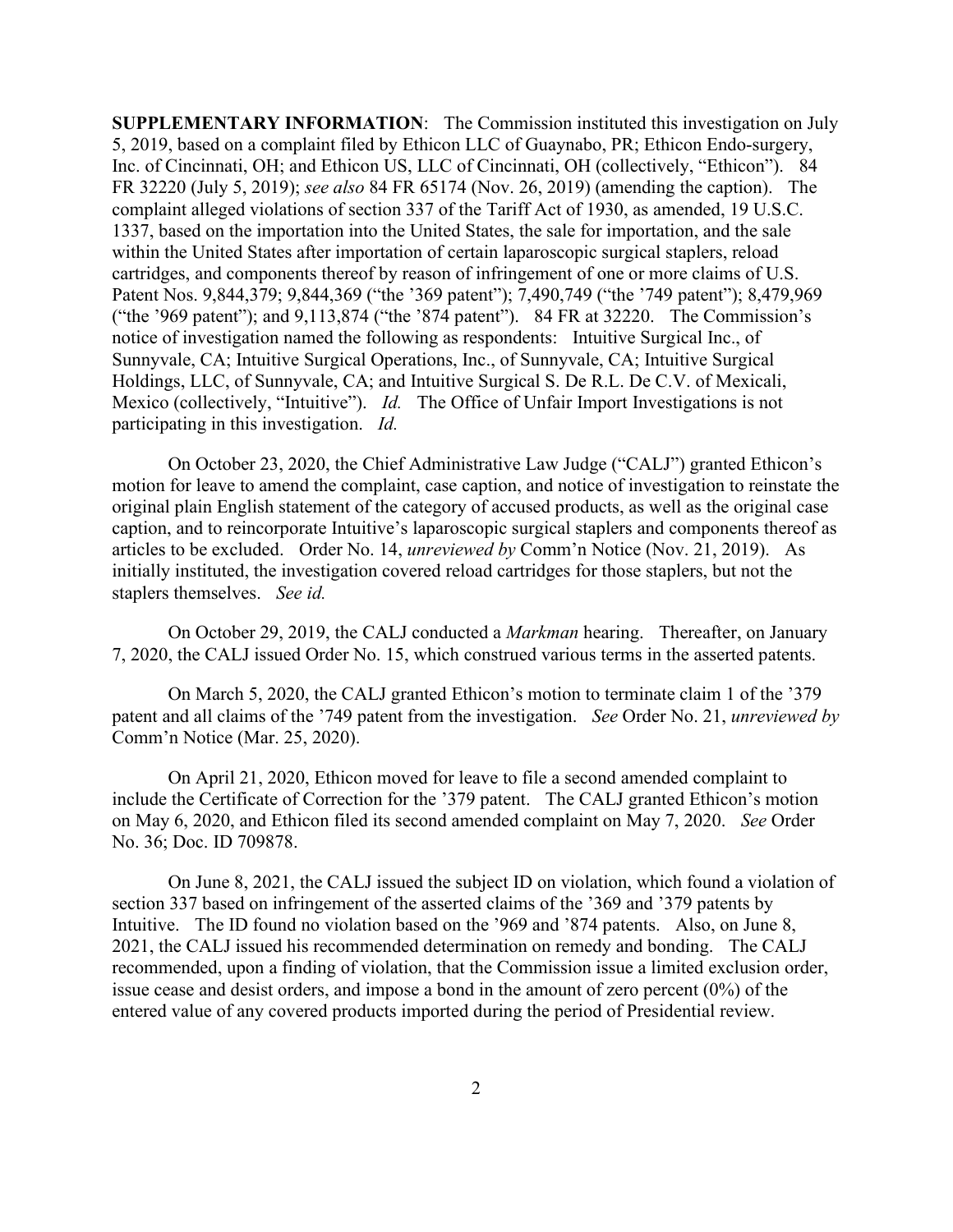**SUPPLEMENTARY INFORMATION**: The Commission instituted this investigation on July 5, 2019, based on a complaint filed by Ethicon LLC of Guaynabo, PR; Ethicon Endo-surgery, Inc. of Cincinnati, OH; and Ethicon US, LLC of Cincinnati, OH (collectively, "Ethicon"). 84 FR 32220 (July 5, 2019); *see also* 84 FR 65174 (Nov. 26, 2019) (amending the caption). The complaint alleged violations of section 337 of the Tariff Act of 1930, as amended, 19 U.S.C. 1337, based on the importation into the United States, the sale for importation, and the sale within the United States after importation of certain laparoscopic surgical staplers, reload cartridges, and components thereof by reason of infringement of one or more claims of U.S. Patent Nos. 9,844,379; 9,844,369 ("the '369 patent"); 7,490,749 ("the '749 patent"); 8,479,969 ("the '969 patent"); and 9,113,874 ("the '874 patent"). 84 FR at 32220. The Commission's notice of investigation named the following as respondents: Intuitive Surgical Inc., of Sunnyvale, CA; Intuitive Surgical Operations, Inc., of Sunnyvale, CA; Intuitive Surgical Holdings, LLC, of Sunnyvale, CA; and Intuitive Surgical S. De R.L. De C.V. of Mexicali, Mexico (collectively, "Intuitive"). *Id.* The Office of Unfair Import Investigations is not participating in this investigation. *Id.*

On October 23, 2020, the Chief Administrative Law Judge ("CALJ") granted Ethicon's motion for leave to amend the complaint, case caption, and notice of investigation to reinstate the original plain English statement of the category of accused products, as well as the original case caption, and to reincorporate Intuitive's laparoscopic surgical staplers and components thereof as articles to be excluded. Order No. 14, *unreviewed by* Comm'n Notice (Nov. 21, 2019). As initially instituted, the investigation covered reload cartridges for those staplers, but not the staplers themselves. *See id.*

On October 29, 2019, the CALJ conducted a *Markman* hearing. Thereafter, on January 7, 2020, the CALJ issued Order No. 15, which construed various terms in the asserted patents.

On March 5, 2020, the CALJ granted Ethicon's motion to terminate claim 1 of the '379 patent and all claims of the '749 patent from the investigation. *See* Order No. 21, *unreviewed by* Comm'n Notice (Mar. 25, 2020).

On April 21, 2020, Ethicon moved for leave to file a second amended complaint to include the Certificate of Correction for the '379 patent. The CALJ granted Ethicon's motion on May 6, 2020, and Ethicon filed its second amended complaint on May 7, 2020. *See* Order No. 36; Doc. ID 709878.

On June 8, 2021, the CALJ issued the subject ID on violation, which found a violation of section 337 based on infringement of the asserted claims of the '369 and '379 patents by Intuitive. The ID found no violation based on the '969 and '874 patents. Also, on June 8, 2021, the CALJ issued his recommended determination on remedy and bonding. The CALJ recommended, upon a finding of violation, that the Commission issue a limited exclusion order, issue cease and desist orders, and impose a bond in the amount of zero percent (0%) of the entered value of any covered products imported during the period of Presidential review.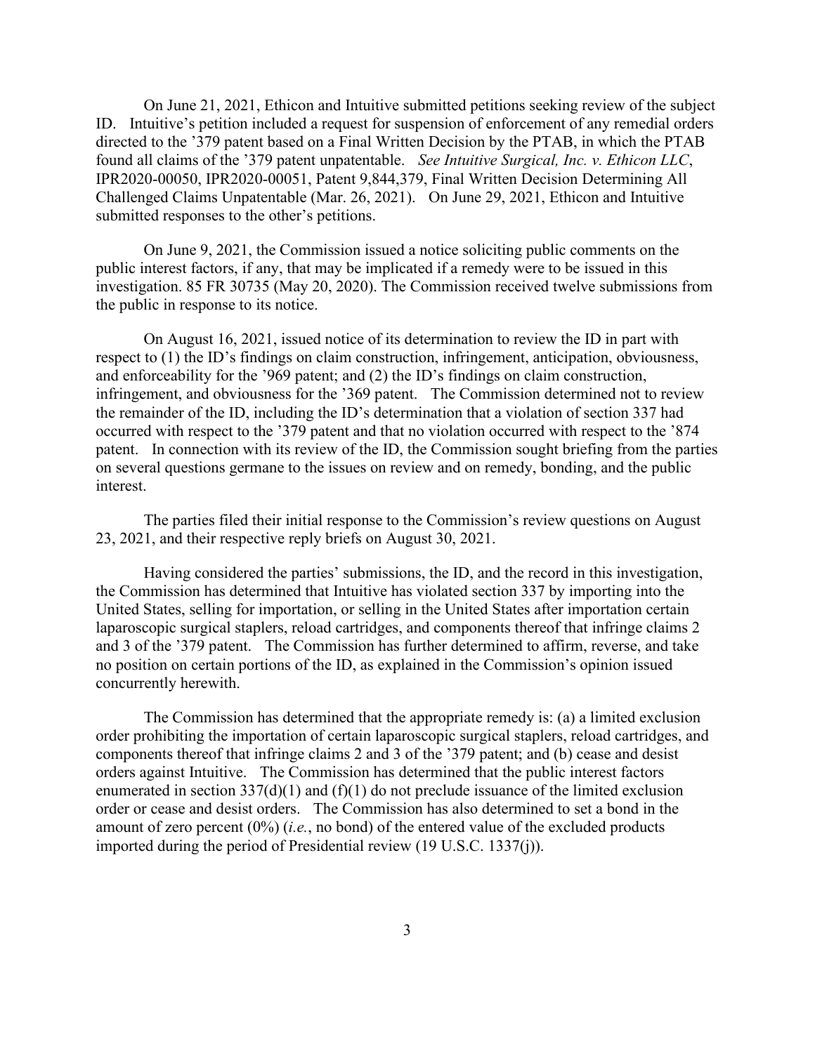On June 21, 2021, Ethicon and Intuitive submitted petitions seeking review of the subject ID. Intuitive's petition included a request for suspension of enforcement of any remedial orders directed to the '379 patent based on a Final Written Decision by the PTAB, in which the PTAB found all claims of the '379 patent unpatentable. *See Intuitive Surgical, Inc. v. Ethicon LLC*, IPR2020-00050, IPR2020-00051, Patent 9,844,379, Final Written Decision Determining All Challenged Claims Unpatentable (Mar. 26, 2021). On June 29, 2021, Ethicon and Intuitive submitted responses to the other's petitions.

On June 9, 2021, the Commission issued a notice soliciting public comments on the public interest factors, if any, that may be implicated if a remedy were to be issued in this investigation. 85 FR 30735 (May 20, 2020). The Commission received twelve submissions from the public in response to its notice.

On August 16, 2021, issued notice of its determination to review the ID in part with respect to (1) the ID's findings on claim construction, infringement, anticipation, obviousness, and enforceability for the '969 patent; and (2) the ID's findings on claim construction, infringement, and obviousness for the '369 patent. The Commission determined not to review the remainder of the ID, including the ID's determination that a violation of section 337 had occurred with respect to the '379 patent and that no violation occurred with respect to the '874 patent. In connection with its review of the ID, the Commission sought briefing from the parties on several questions germane to the issues on review and on remedy, bonding, and the public interest.

The parties filed their initial response to the Commission's review questions on August 23, 2021, and their respective reply briefs on August 30, 2021.

Having considered the parties' submissions, the ID, and the record in this investigation, the Commission has determined that Intuitive has violated section 337 by importing into the United States, selling for importation, or selling in the United States after importation certain laparoscopic surgical staplers, reload cartridges, and components thereof that infringe claims 2 and 3 of the '379 patent. The Commission has further determined to affirm, reverse, and take no position on certain portions of the ID, as explained in the Commission's opinion issued concurrently herewith.

The Commission has determined that the appropriate remedy is: (a) a limited exclusion order prohibiting the importation of certain laparoscopic surgical staplers, reload cartridges, and components thereof that infringe claims 2 and 3 of the '379 patent; and (b) cease and desist orders against Intuitive. The Commission has determined that the public interest factors enumerated in section 337(d)(1) and (f)(1) do not preclude issuance of the limited exclusion order or cease and desist orders. The Commission has also determined to set a bond in the amount of zero percent (0%) (*i.e.*, no bond) of the entered value of the excluded products imported during the period of Presidential review (19 U.S.C. 1337(j)).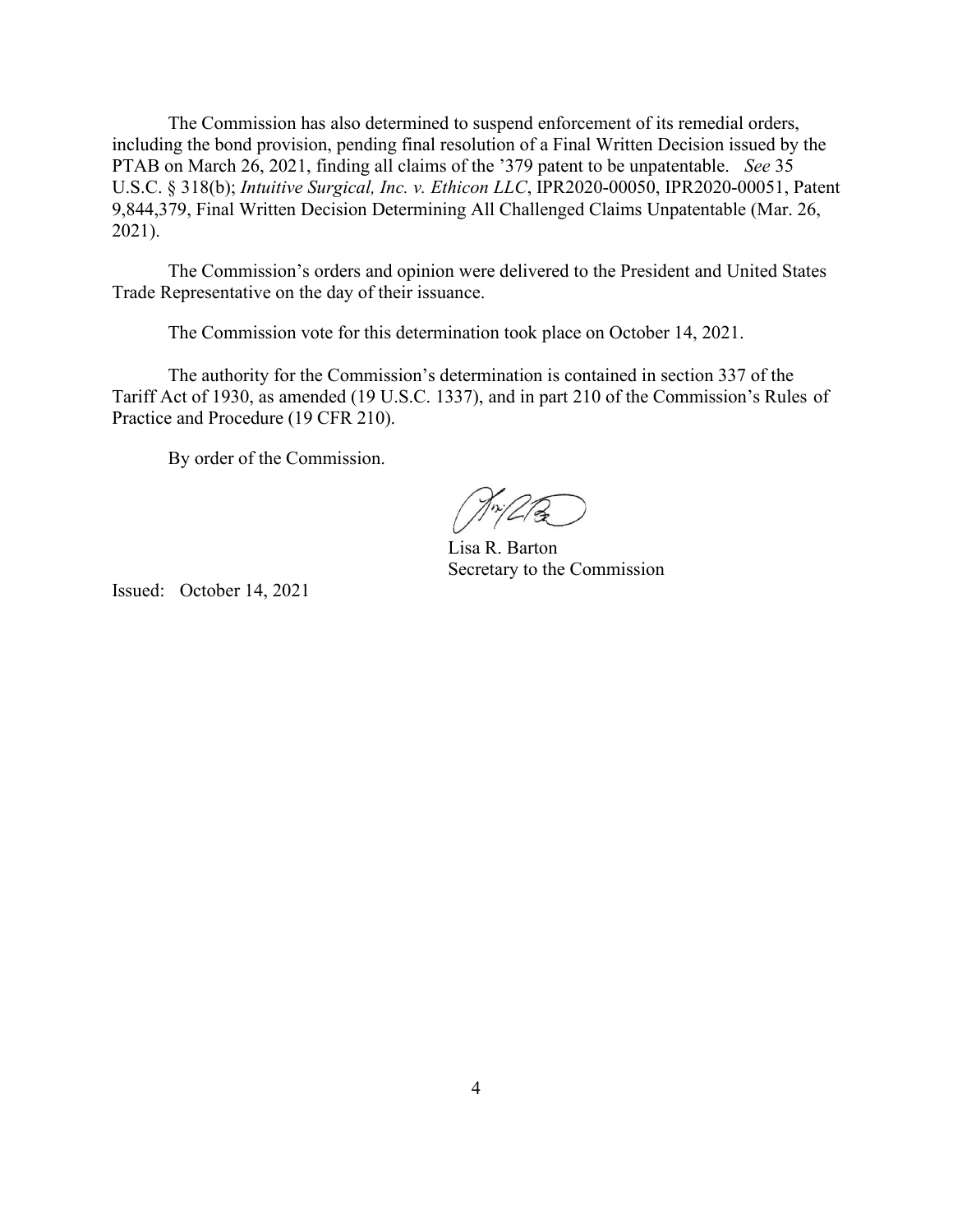The Commission has also determined to suspend enforcement of its remedial orders, including the bond provision, pending final resolution of a Final Written Decision issued by the PTAB on March 26, 2021, finding all claims of the '379 patent to be unpatentable. *See* 35 U.S.C. § 318(b); *Intuitive Surgical, Inc. v. Ethicon LLC*, IPR2020-00050, IPR2020-00051, Patent 9,844,379, Final Written Decision Determining All Challenged Claims Unpatentable (Mar. 26, 2021).

The Commission's orders and opinion were delivered to the President and United States Trade Representative on the day of their issuance.

The Commission vote for this determination took place on October 14, 2021.

The authority for the Commission's determination is contained in section 337 of the Tariff Act of 1930, as amended (19 U.S.C. 1337), and in part 210 of the Commission's Rules of Practice and Procedure (19 CFR 210).

By order of the Commission.

Lisa R. Barton
Secretary to the Commission

Issued: October 14, 2021